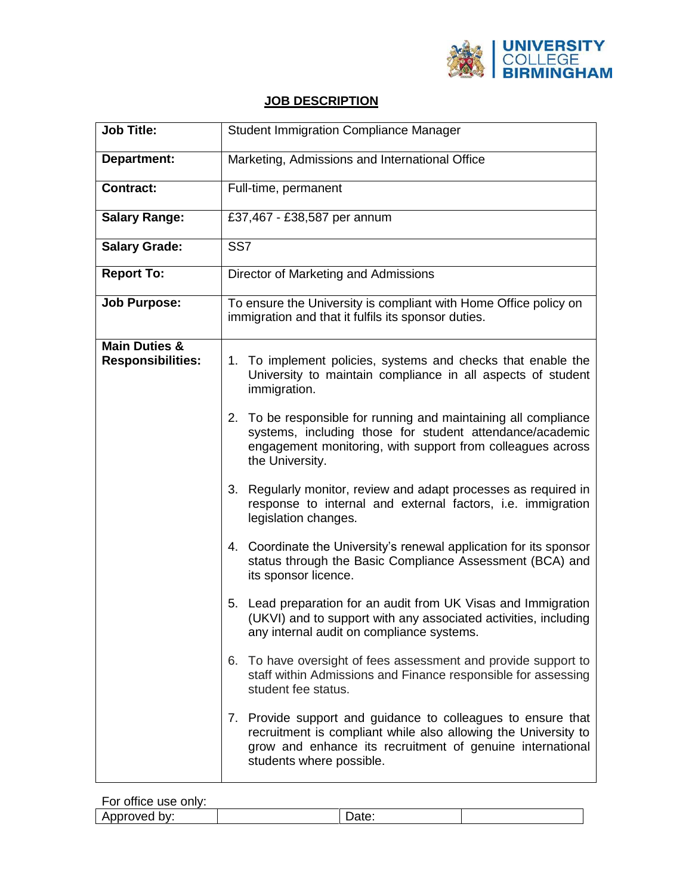UNIVERSITY COLLEGE BIRMINGHAM

# JOB DESCRIPTION

| **Job Title:** | Student Immigration Compliance Manager |
|---|---|
| **Department:** | Marketing, Admissions and International Office |
| **Contract:** | Full-time, permanent |
| **Salary Range:** | £37,467 - £38,587 per annum |
| **Salary Grade:** | SS7 |
| **Report To:** | Director of Marketing and Admissions |
| **Job Purpose:** | To ensure the University is compliant with Home Office policy on immigration and that it fulfils its sponsor duties. |
| **Main Duties & Responsibilities:** | 1. To implement policies, systems and checks that enable the University to maintain compliance in all aspects of student immigration.<br><br>2. To be responsible for running and maintaining all compliance systems, including those for student attendance/academic engagement monitoring, with support from colleagues across the University.<br><br>3. Regularly monitor, review and adapt processes as required in response to internal and external factors, i.e. immigration legislation changes.<br><br>4. Coordinate the University's renewal application for its sponsor status through the Basic Compliance Assessment (BCA) and its sponsor licence.<br><br>5. Lead preparation for an audit from UK Visas and Immigration (UKVI) and to support with any associated activities, including any internal audit on compliance systems.<br><br>6. To have oversight of fees assessment and provide support to staff within Admissions and Finance responsible for assessing student fee status.<br><br>7. Provide support and guidance to colleagues to ensure that recruitment is compliant while also allowing the University to grow and enhance its recruitment of genuine international students where possible. |

For office use only:

| Approved by: | | Date: | |
|---|---|---|---|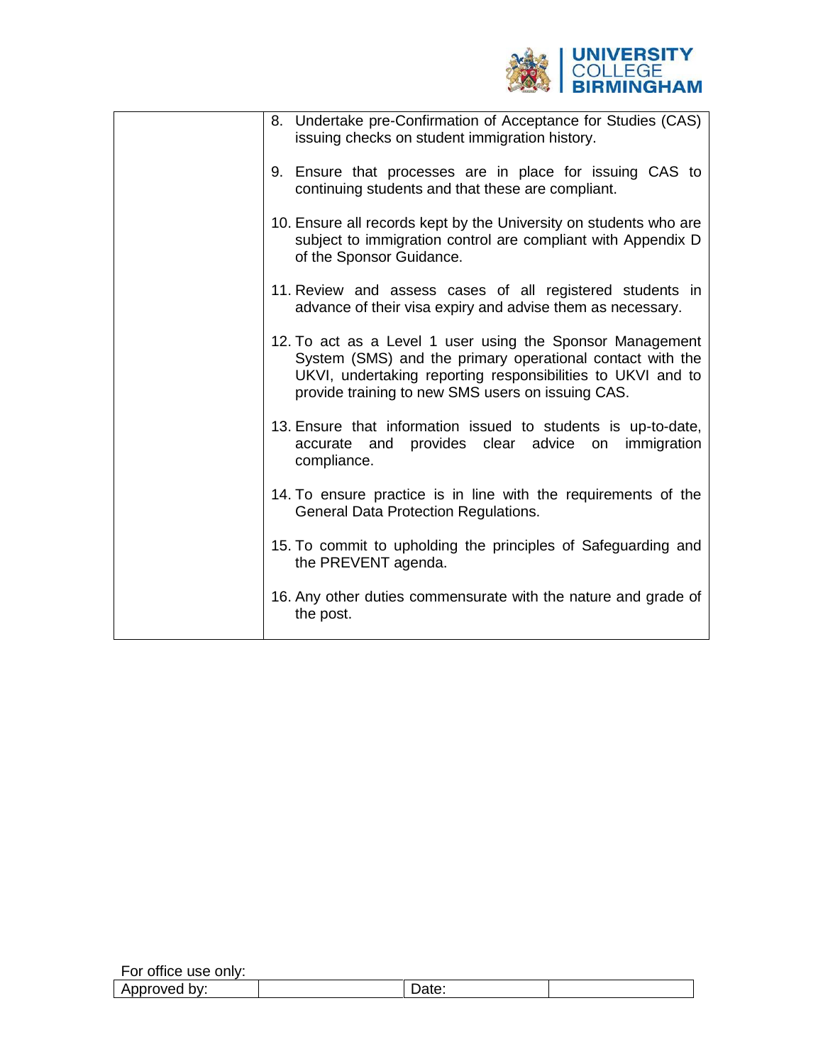| | |
|---|---|
| | 8. Undertake pre-Confirmation of Acceptance for Studies (CAS) issuing checks on student immigration history.<br><br>9. Ensure that processes are in place for issuing CAS to continuing students and that these are compliant.<br><br>10. Ensure all records kept by the University on students who are subject to immigration control are compliant with Appendix D of the Sponsor Guidance.<br><br>11. Review and assess cases of all registered students in advance of their visa expiry and advise them as necessary.<br><br>12. To act as a Level 1 user using the Sponsor Management System (SMS) and the primary operational contact with the UKVI, undertaking reporting responsibilities to UKVI and to provide training to new SMS users on issuing CAS.<br><br>13. Ensure that information issued to students is up-to-date, accurate and provides clear advice on immigration compliance.<br><br>14. To ensure practice is in line with the requirements of the General Data Protection Regulations.<br><br>15. To commit to upholding the principles of Safeguarding and the PREVENT agenda.<br><br>16. Any other duties commensurate with the nature and grade of the post. |

For office use only:

| Approved by: | | Date: | |
|---|---|---|---|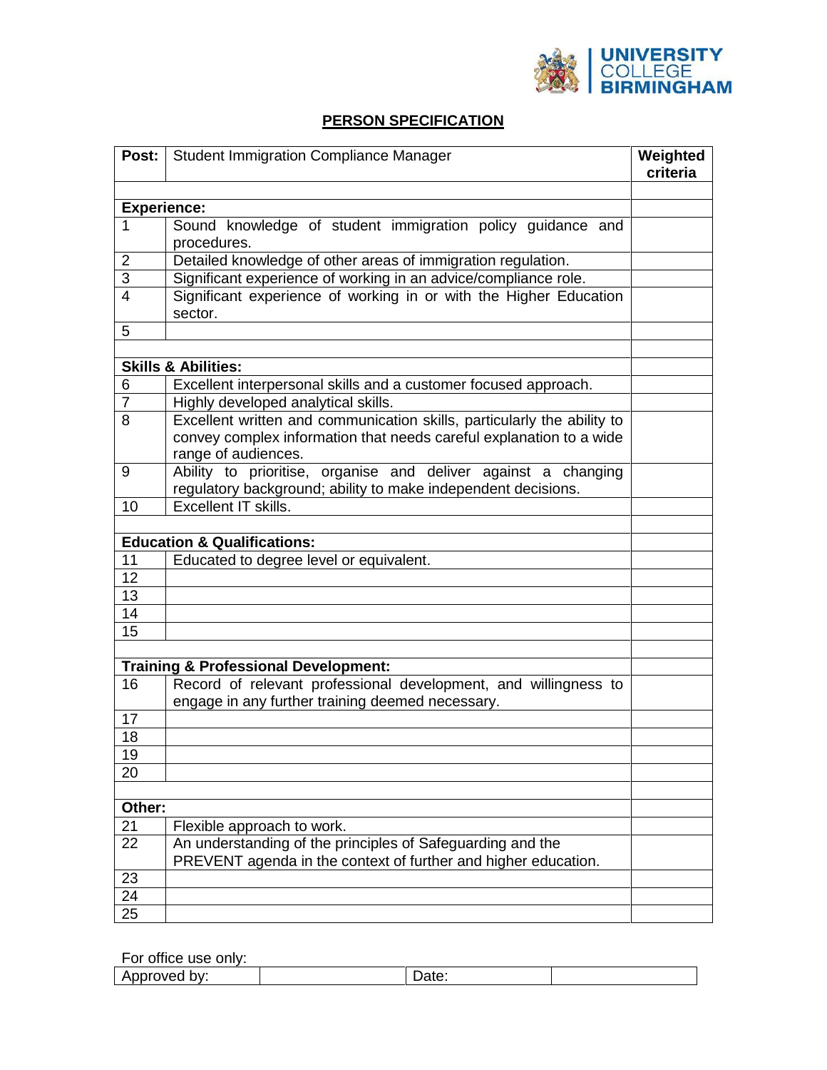UNIVERSITY COLLEGE BIRMINGHAM

## PERSON SPECIFICATION

| **Post:** | Student Immigration Compliance Manager | **Weighted criteria** |
|---|---|---|
| | | |
| **Experience:** | | |
| 1 | Sound knowledge of student immigration policy guidance and procedures. | |
| 2 | Detailed knowledge of other areas of immigration regulation. | |
| 3 | Significant experience of working in an advice/compliance role. | |
| 4 | Significant experience of working in or with the Higher Education sector. | |
| 5 | | |
| | | |
| **Skills & Abilities:** | | |
| 6 | Excellent interpersonal skills and a customer focused approach. | |
| 7 | Highly developed analytical skills. | |
| 8 | Excellent written and communication skills, particularly the ability to convey complex information that needs careful explanation to a wide range of audiences. | |
| 9 | Ability to prioritise, organise and deliver against a changing regulatory background; ability to make independent decisions. | |
| 10 | Excellent IT skills. | |
| | | |
| **Education & Qualifications:** | | |
| 11 | Educated to degree level or equivalent. | |
| 12 | | |
| 13 | | |
| 14 | | |
| 15 | | |
| | | |
| **Training & Professional Development:** | | |
| 16 | Record of relevant professional development, and willingness to engage in any further training deemed necessary. | |
| 17 | | |
| 18 | | |
| 19 | | |
| 20 | | |
| | | |
| **Other:** | | |
| 21 | Flexible approach to work. | |
| 22 | An understanding of the principles of Safeguarding and the PREVENT agenda in the context of further and higher education. | |
| 23 | | |
| 24 | | |
| 25 | | |

For office use only:

| Approved by: | | Date: | |
|---|---|---|---|